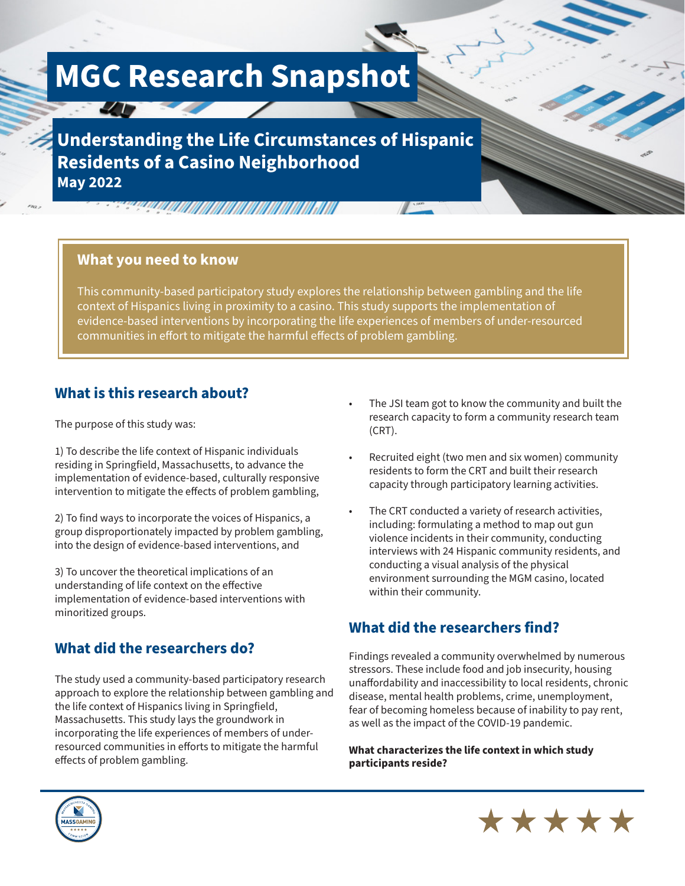# MGC Research Snapshot

## Understanding the Life Circumstances of Hispanic Residents of a Casino Neighborhood

**May 2022**

### What you need to know

This community-based participatory study explores the relationship between gambling and the life context of Hispanics living in proximity to a casino. This study supports the implementation of evidence-based interventions by incorporating the life experiences of members of under-resourced communities in effort to mitigate the harmful effects of problem gambling.

## What is this research about?

The purpose of this study was:

1) To describe the life context of Hispanic individuals residing in Springfield, Massachusetts, to advance the implementation of evidence-based, culturally responsive intervention to mitigate the effects of problem gambling,

2) To find ways to incorporate the voices of Hispanics, a group disproportionately impacted by problem gambling, into the design of evidence-based interventions, and

3) To uncover the theoretical implications of an understanding of life context on the effective implementation of evidence-based interventions with minoritized groups.

## What did the researchers do?

The study used a community-based participatory research approach to explore the relationship between gambling and the life context of Hispanics living in Springfield, Massachusetts. This study lays the groundwork in incorporating the life experiences of members of under-resourced communities in efforts to mitigate the harmful effects of problem gambling.

- The JSI team got to know the community and built the research capacity to form a community research team (CRT).
- Recruited eight (two men and six women) community residents to form the CRT and built their research capacity through participatory learning activities.
- The CRT conducted a variety of research activities, including: formulating a method to map out gun violence incidents in their community, conducting interviews with 24 Hispanic community residents, and conducting a visual analysis of the physical environment surrounding the MGM casino, located within their community.

## What did the researchers find?

Findings revealed a community overwhelmed by numerous stressors. These include food and job insecurity, housing unaffordability and inaccessibility to local residents, chronic disease, mental health problems, crime, unemployment, fear of becoming homeless because of inability to pay rent, as well as the impact of the COVID-19 pandemic.

**What characterizes the life context in which study participants reside?**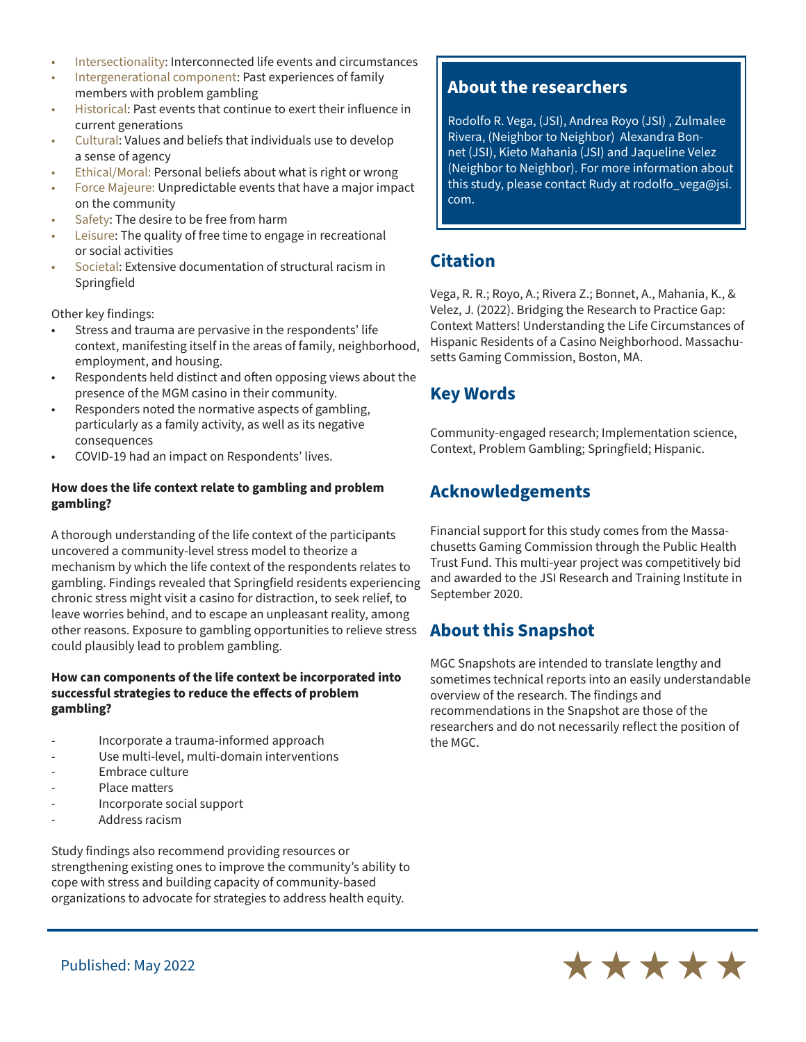- Intersectionality: Interconnected life events and circumstances
- Intergenerational component: Past experiences of family members with problem gambling
- Historical: Past events that continue to exert their influence in current generations
- Cultural: Values and beliefs that individuals use to develop a sense of agency
- Ethical/Moral: Personal beliefs about what is right or wrong
- Force Majeure: Unpredictable events that have a major impact on the community
- Safety: The desire to be free from harm
- Leisure: The quality of free time to engage in recreational or social activities
- Societal: Extensive documentation of structural racism in Springfield

Other key findings:

- Stress and trauma are pervasive in the respondents' life context, manifesting itself in the areas of family, neighborhood, employment, and housing.
- Respondents held distinct and often opposing views about the presence of the MGM casino in their community.
- Responders noted the normative aspects of gambling, particularly as a family activity, as well as its negative consequences
- COVID-19 had an impact on Respondents' lives.

**How does the life context relate to gambling and problem gambling?**

A thorough understanding of the life context of the participants uncovered a community-level stress model to theorize a mechanism by which the life context of the respondents relates to gambling. Findings revealed that Springfield residents experiencing chronic stress might visit a casino for distraction, to seek relief, to leave worries behind, and to escape an unpleasant reality, among other reasons. Exposure to gambling opportunities to relieve stress could plausibly lead to problem gambling.

**How can components of the life context be incorporated into successful strategies to reduce the effects of problem gambling?**

- Incorporate a trauma-informed approach
- Use multi-level, multi-domain interventions
- Embrace culture
- Place matters
- Incorporate social support
- Address racism

Study findings also recommend providing resources or strengthening existing ones to improve the community's ability to cope with stress and building capacity of community-based organizations to advocate for strategies to address health equity.

## About the researchers

Rodolfo R. Vega, (JSI), Andrea Royo (JSI) , Zulmalee Rivera, (Neighbor to Neighbor) Alexandra Bonnet (JSI), Kieto Mahania (JSI) and Jaqueline Velez (Neighbor to Neighbor). For more information about this study, please contact Rudy at rodolfo_vega@jsi.com.

## Citation

Vega, R. R.; Royo, A.; Rivera Z.; Bonnet, A., Mahania, K., & Velez, J. (2022). Bridging the Research to Practice Gap: Context Matters! Understanding the Life Circumstances of Hispanic Residents of a Casino Neighborhood. Massachusetts Gaming Commission, Boston, MA.

## Key Words

Community-engaged research; Implementation science, Context, Problem Gambling; Springfield; Hispanic.

## Acknowledgements

Financial support for this study comes from the Massachusetts Gaming Commission through the Public Health Trust Fund. This multi-year project was competitively bid and awarded to the JSI Research and Training Institute in September 2020.

## About this Snapshot

MGC Snapshots are intended to translate lengthy and sometimes technical reports into an easily understandable overview of the research. The findings and recommendations in the Snapshot are those of the researchers and do not necessarily reflect the position of the MGC.

Published: May 2022